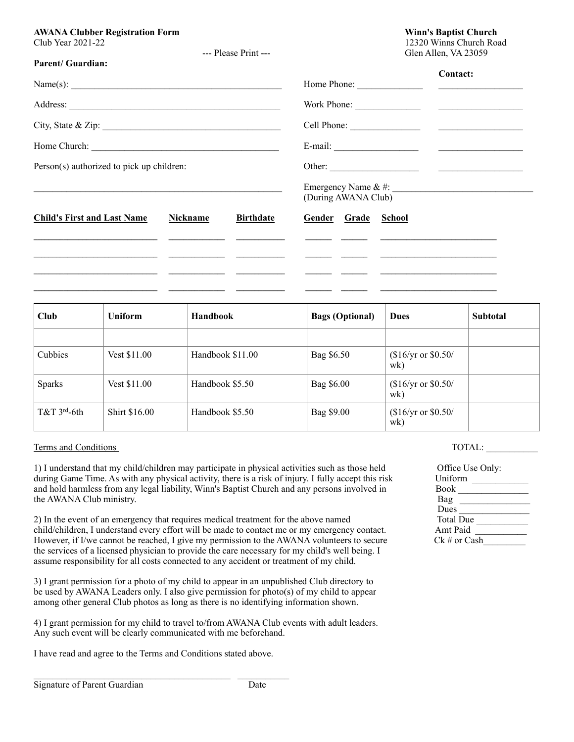**AWANA Clubber Registration Form**
Club Year 2021-22

**Winn's Baptist Church**
12320 Winns Church Road
Glen Allen, VA 23059

--- Please Print ---

**Parent/ Guardian:**

Name(s): ____________________________________________

Address: ____________________________________________

City, State & Zip: ____________________________________

Home Church: ________________________________________

Person(s) authorized to pick up children:

______________________________________________________

**Contact:**

Home Phone: ______________ __________________

Work Phone: ______________ __________________

Cell Phone: ______________ __________________

E-mail: __________________ __________________

Other: ___________________ __________________

Emergency Name & #: ______________________________
(During AWANA Club)

| **Child's First and Last Name** | **Nickname** | **Birthdate** | **Gender** | **Grade** | **School** |
|---|---|---|---|---|---|
| | | | | | |
| | | | | | |
| | | | | | |
| | | | | | |

| Club | Uniform | Handbook | Bags (Optional) | Dues | Subtotal |
|---|---|---|---|---|---|
| | | | | | |
| Cubbies | Vest $11.00 | Handbook $11.00 | Bag $6.50 | ($16/yr or $0.50/wk) | |
| Sparks | Vest $11.00 | Handbook $5.50 | Bag $6.00 | ($16/yr or $0.50/wk) | |
| T&T 3rd-6th | Shirt $16.00 | Handbook $5.50 | Bag $9.00 | ($16/yr or $0.50/wk) | |

TOTAL: ___________

Terms and Conditions

1) I understand that my child/children may participate in physical activities such as those held during Game Time. As with any physical activity, there is a risk of injury. I fully accept this risk and hold harmless from any legal liability, Winn's Baptist Church and any persons involved in the AWANA Club ministry.

2) In the event of an emergency that requires medical treatment for the above named child/children, I understand every effort will be made to contact me or my emergency contact. However, if I/we cannot be reached, I give my permission to the AWANA volunteers to secure the services of a licensed physician to provide the care necessary for my child's well being. I assume responsibility for all costs connected to any accident or treatment of my child.

3) I grant permission for a photo of my child to appear in an unpublished Club directory to be used by AWANA Leaders only. I also give permission for photo(s) of my child to appear among other general Club photos as long as there is no identifying information shown.

4) I grant permission for my child to travel to/from AWANA Club events with adult leaders. Any such event will be clearly communicated with me beforehand.

I have read and agree to the Terms and Conditions stated above.

Office Use Only:
Uniform ____________
Book _______________
Bag _______________
Dues _______________
Total Due ___________
Amt Paid ___________
Ck # or Cash_________

___________________________________________ ___________
Signature of Parent Guardian Date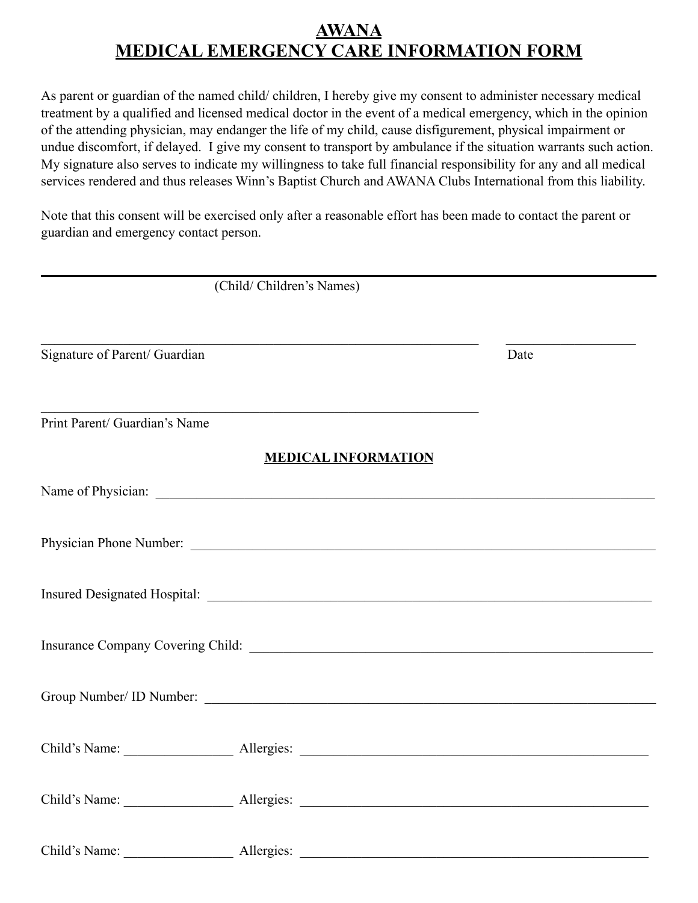# AWANA
# MEDICAL EMERGENCY CARE INFORMATION FORM

As parent or guardian of the named child/ children, I hereby give my consent to administer necessary medical treatment by a qualified and licensed medical doctor in the event of a medical emergency, which in the opinion of the attending physician, may endanger the life of my child, cause disfigurement, physical impairment or undue discomfort, if delayed. I give my consent to transport by ambulance if the situation warrants such action. My signature also serves to indicate my willingness to take full financial responsibility for any and all medical services rendered and thus releases Winn's Baptist Church and AWANA Clubs International from this liability.

Note that this consent will be exercised only after a reasonable effort has been made to contact the parent or guardian and emergency contact person.

\_\_\_\_\_\_\_\_\_\_\_\_\_\_\_\_\_\_\_\_\_\_\_\_\_\_\_\_\_\_\_\_\_\_\_\_\_\_\_\_\_\_\_\_\_\_\_\_\_\_\_\_\_\_\_\_\_\_\_\_\_\_\_\_\_\_

(Child/ Children's Names)

\_\_\_\_\_\_\_\_\_\_\_\_\_\_\_\_\_\_\_\_\_\_\_\_\_\_\_\_\_\_\_\_\_\_\_\_\_\_\_\_\_\_\_\_\_\_\_\_ \_\_\_\_\_\_\_\_\_\_\_\_\_\_\_\_\_\_\_\_

Signature of Parent/ Guardian Date

\_\_\_\_\_\_\_\_\_\_\_\_\_\_\_\_\_\_\_\_\_\_\_\_\_\_\_\_\_\_\_\_\_\_\_\_\_\_\_\_\_\_\_\_\_\_\_\_

Print Parent/ Guardian's Name

## MEDICAL INFORMATION

Name of Physician: \_\_\_\_\_\_\_\_\_\_\_\_\_\_\_\_\_\_\_\_\_\_\_\_\_\_\_\_\_\_\_\_\_\_\_\_\_\_\_\_\_\_\_\_\_\_\_\_

Physician Phone Number: \_\_\_\_\_\_\_\_\_\_\_\_\_\_\_\_\_\_\_\_\_\_\_\_\_\_\_\_\_\_\_\_\_\_\_\_\_\_\_\_\_\_\_\_\_\_\_\_

Insured Designated Hospital: \_\_\_\_\_\_\_\_\_\_\_\_\_\_\_\_\_\_\_\_\_\_\_\_\_\_\_\_\_\_\_\_\_\_\_\_\_\_\_\_\_\_\_\_\_\_\_\_

Insurance Company Covering Child: \_\_\_\_\_\_\_\_\_\_\_\_\_\_\_\_\_\_\_\_\_\_\_\_\_\_\_\_\_\_\_\_\_\_\_\_\_\_\_\_\_\_\_\_\_\_\_\_

Group Number/ ID Number: \_\_\_\_\_\_\_\_\_\_\_\_\_\_\_\_\_\_\_\_\_\_\_\_\_\_\_\_\_\_\_\_\_\_\_\_\_\_\_\_\_\_\_\_\_\_\_\_

Child's Name: \_\_\_\_\_\_\_\_\_\_\_\_\_\_\_\_ Allergies: \_\_\_\_\_\_\_\_\_\_\_\_\_\_\_\_\_\_\_\_\_\_\_\_\_\_\_\_\_\_\_\_\_\_\_\_\_\_\_\_

Child's Name: \_\_\_\_\_\_\_\_\_\_\_\_\_\_\_\_ Allergies: \_\_\_\_\_\_\_\_\_\_\_\_\_\_\_\_\_\_\_\_\_\_\_\_\_\_\_\_\_\_\_\_\_\_\_\_\_\_\_\_

Child's Name: \_\_\_\_\_\_\_\_\_\_\_\_\_\_\_\_ Allergies: \_\_\_\_\_\_\_\_\_\_\_\_\_\_\_\_\_\_\_\_\_\_\_\_\_\_\_\_\_\_\_\_\_\_\_\_\_\_\_\_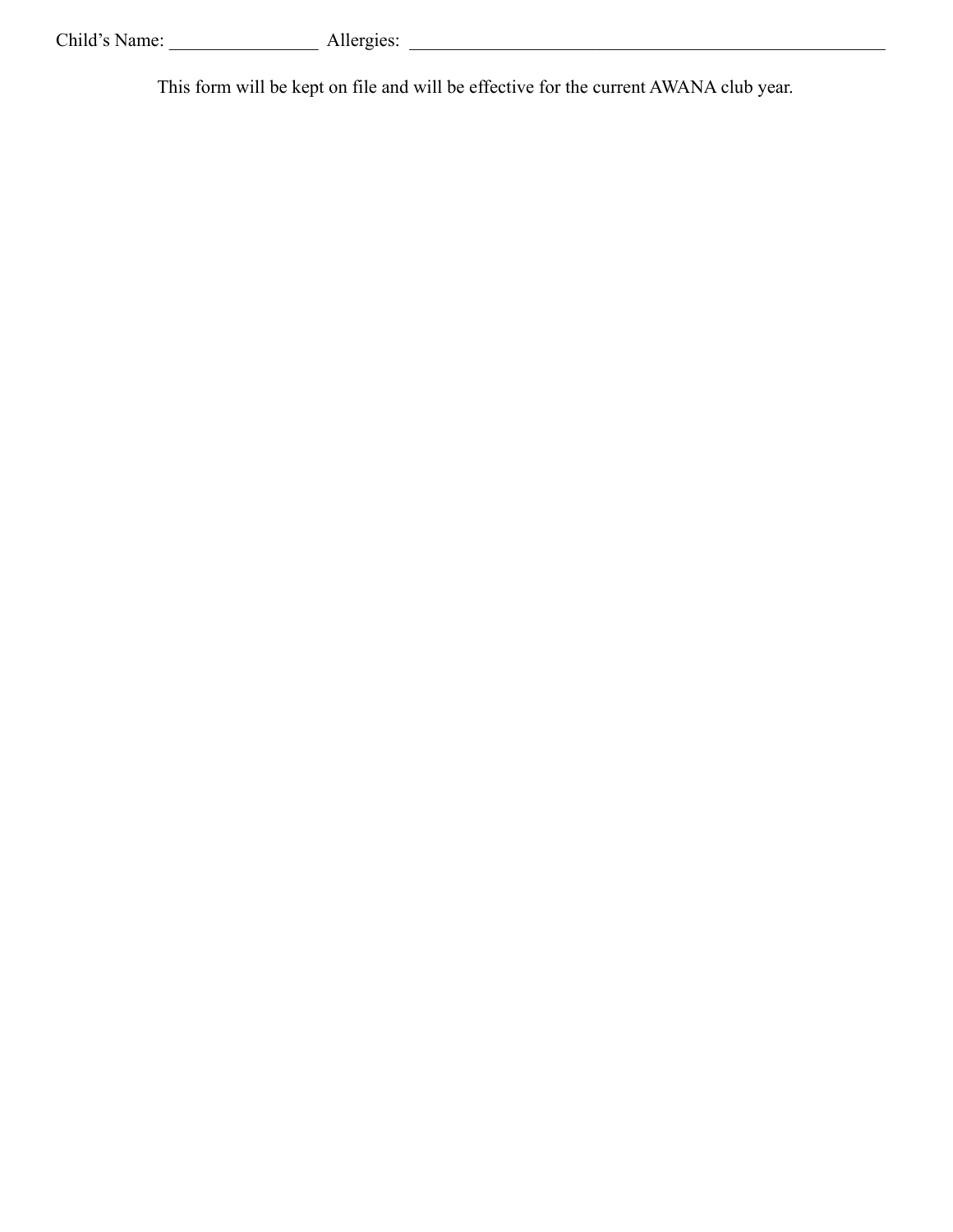Child's Name: ________________ Allergies: ________________________________________________________

This form will be kept on file and will be effective for the current AWANA club year.